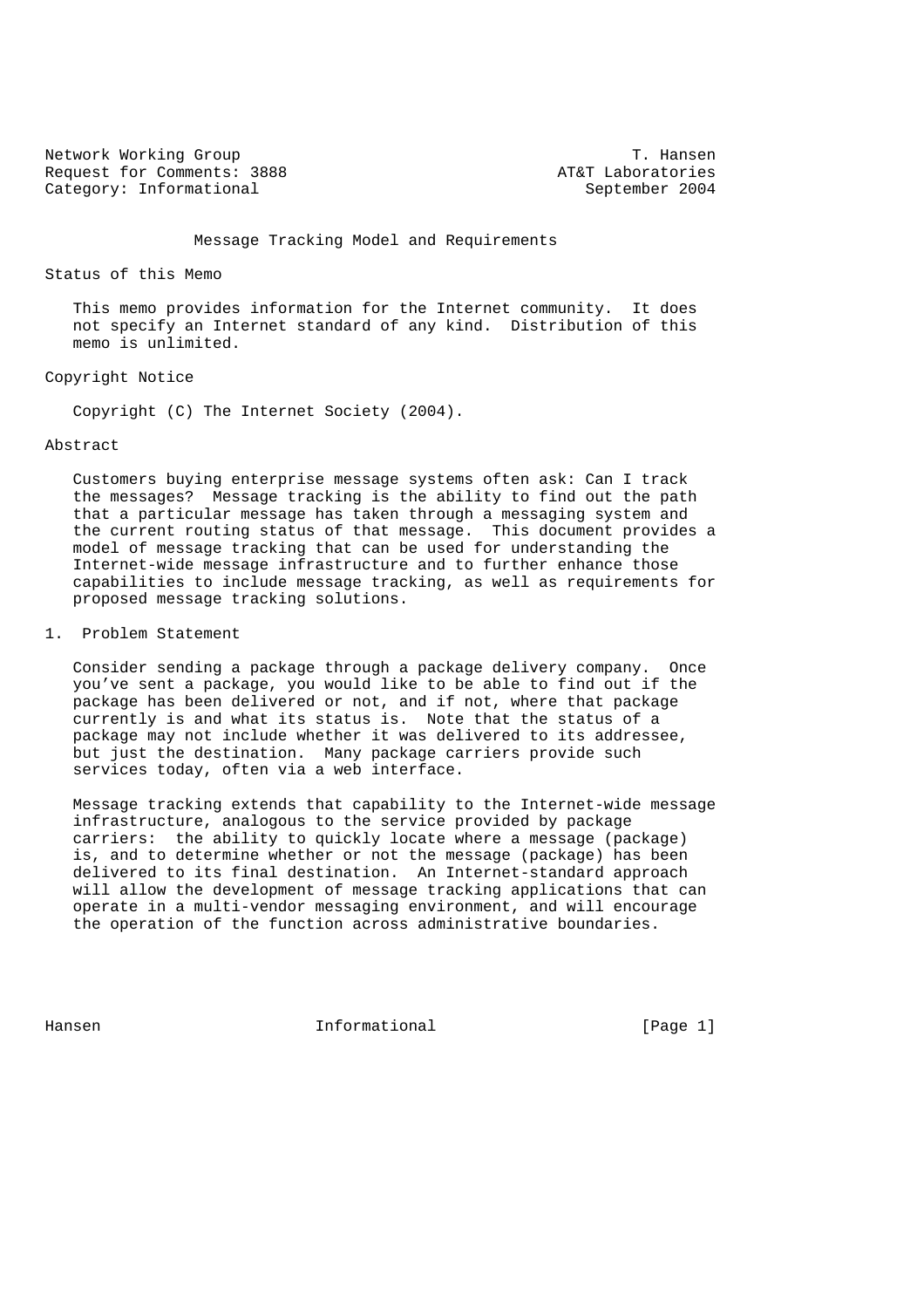Network Working Group T. Hansen
Request for Comments: 3888 AT&T Laboratories
Category: Informational September 2004

# Message Tracking Model and Requirements

## Status of this Memo

This memo provides information for the Internet community. It does not specify an Internet standard of any kind. Distribution of this memo is unlimited.

## Copyright Notice

Copyright (C) The Internet Society (2004).

## Abstract

Customers buying enterprise message systems often ask: Can I track the messages? Message tracking is the ability to find out the path that a particular message has taken through a messaging system and the current routing status of that message. This document provides a model of message tracking that can be used for understanding the Internet-wide message infrastructure and to further enhance those capabilities to include message tracking, as well as requirements for proposed message tracking solutions.

## 1. Problem Statement

Consider sending a package through a package delivery company. Once you've sent a package, you would like to be able to find out if the package has been delivered or not, and if not, where that package currently is and what its status is. Note that the status of a package may not include whether it was delivered to its addressee, but just the destination. Many package carriers provide such services today, often via a web interface.

Message tracking extends that capability to the Internet-wide message infrastructure, analogous to the service provided by package carriers: the ability to quickly locate where a message (package) is, and to determine whether or not the message (package) has been delivered to its final destination. An Internet-standard approach will allow the development of message tracking applications that can operate in a multi-vendor messaging environment, and will encourage the operation of the function across administrative boundaries.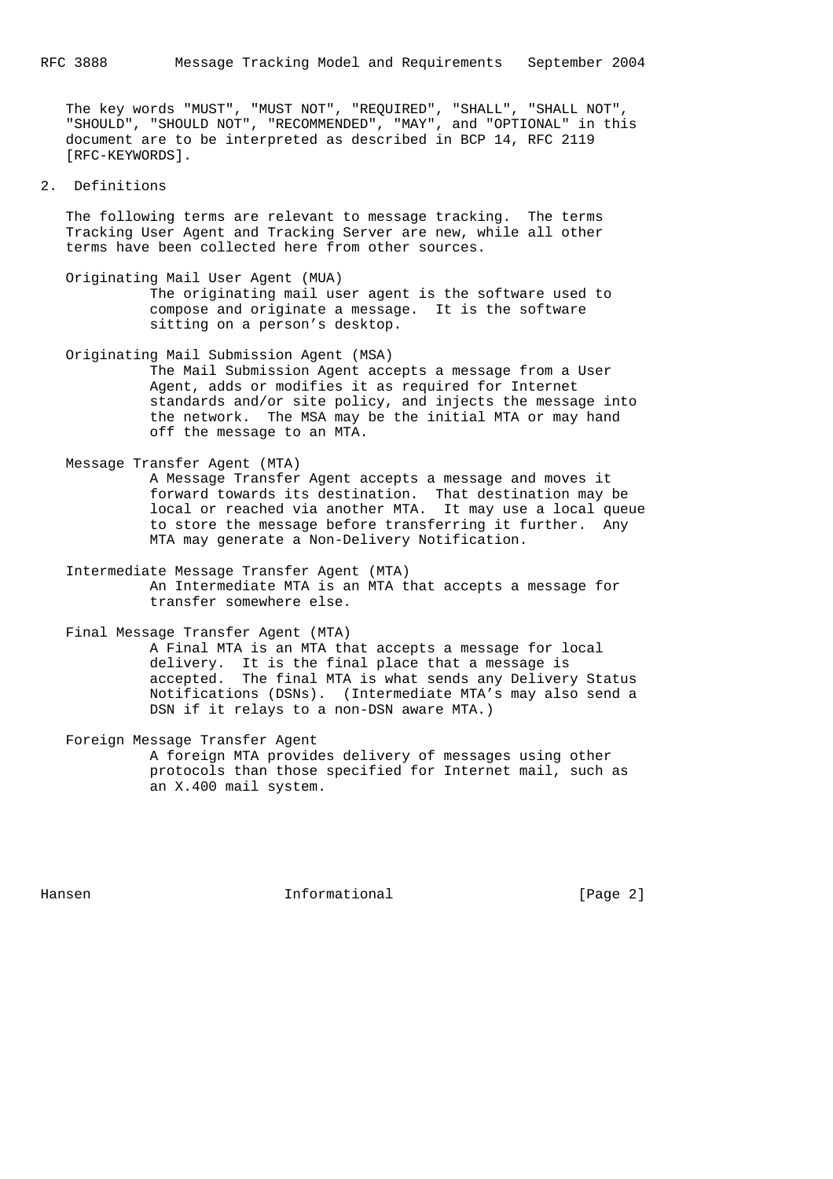The key words "MUST", "MUST NOT", "REQUIRED", "SHALL", "SHALL NOT", "SHOULD", "SHOULD NOT", "RECOMMENDED", "MAY", and "OPTIONAL" in this document are to be interpreted as described in BCP 14, RFC 2119 [RFC-KEYWORDS].

## 2. Definitions

The following terms are relevant to message tracking. The terms Tracking User Agent and Tracking Server are new, while all other terms have been collected here from other sources.

Originating Mail User Agent (MUA)
: The originating mail user agent is the software used to compose and originate a message. It is the software sitting on a person's desktop.

Originating Mail Submission Agent (MSA)
: The Mail Submission Agent accepts a message from a User Agent, adds or modifies it as required for Internet standards and/or site policy, and injects the message into the network. The MSA may be the initial MTA or may hand off the message to an MTA.

Message Transfer Agent (MTA)
: A Message Transfer Agent accepts a message and moves it forward towards its destination. That destination may be local or reached via another MTA. It may use a local queue to store the message before transferring it further. Any MTA may generate a Non-Delivery Notification.

Intermediate Message Transfer Agent (MTA)
: An Intermediate MTA is an MTA that accepts a message for transfer somewhere else.

Final Message Transfer Agent (MTA)
: A Final MTA is an MTA that accepts a message for local delivery. It is the final place that a message is accepted. The final MTA is what sends any Delivery Status Notifications (DSNs). (Intermediate MTA's may also send a DSN if it relays to a non-DSN aware MTA.)

Foreign Message Transfer Agent
: A foreign MTA provides delivery of messages using other protocols than those specified for Internet mail, such as an X.400 mail system.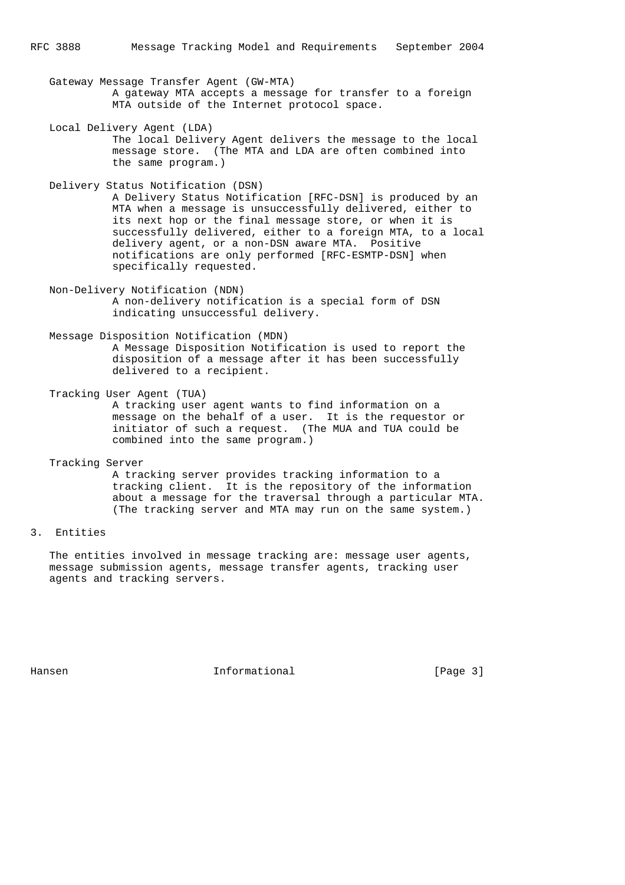Gateway Message Transfer Agent (GW-MTA)
: A gateway MTA accepts a message for transfer to a foreign MTA outside of the Internet protocol space.

Local Delivery Agent (LDA)
: The local Delivery Agent delivers the message to the local message store. (The MTA and LDA are often combined into the same program.)

Delivery Status Notification (DSN)
: A Delivery Status Notification [RFC-DSN] is produced by an MTA when a message is unsuccessfully delivered, either to its next hop or the final message store, or when it is successfully delivered, either to a foreign MTA, to a local delivery agent, or a non-DSN aware MTA. Positive notifications are only performed [RFC-ESMTP-DSN] when specifically requested.

Non-Delivery Notification (NDN)
: A non-delivery notification is a special form of DSN indicating unsuccessful delivery.

Message Disposition Notification (MDN)
: A Message Disposition Notification is used to report the disposition of a message after it has been successfully delivered to a recipient.

Tracking User Agent (TUA)
: A tracking user agent wants to find information on a message on the behalf of a user. It is the requestor or initiator of such a request. (The MUA and TUA could be combined into the same program.)

Tracking Server
: A tracking server provides tracking information to a tracking client. It is the repository of the information about a message for the traversal through a particular MTA. (The tracking server and MTA may run on the same system.)

## 3. Entities

The entities involved in message tracking are: message user agents, message submission agents, message transfer agents, tracking user agents and tracking servers.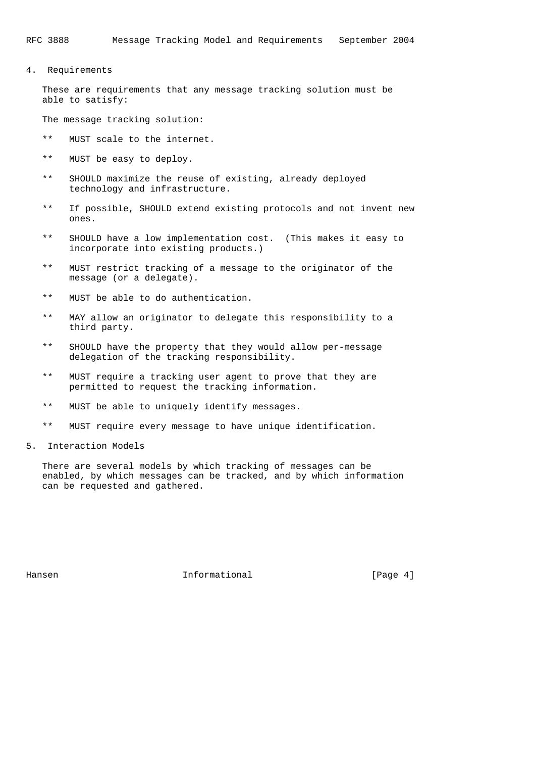## 4. Requirements

These are requirements that any message tracking solution must be able to satisfy:

The message tracking solution:

- MUST scale to the internet.
- MUST be easy to deploy.
- SHOULD maximize the reuse of existing, already deployed technology and infrastructure.
- If possible, SHOULD extend existing protocols and not invent new ones.
- SHOULD have a low implementation cost. (This makes it easy to incorporate into existing products.)
- MUST restrict tracking of a message to the originator of the message (or a delegate).
- MUST be able to do authentication.
- MAY allow an originator to delegate this responsibility to a third party.
- SHOULD have the property that they would allow per-message delegation of the tracking responsibility.
- MUST require a tracking user agent to prove that they are permitted to request the tracking information.
- MUST be able to uniquely identify messages.
- MUST require every message to have unique identification.

## 5. Interaction Models

There are several models by which tracking of messages can be enabled, by which messages can be tracked, and by which information can be requested and gathered.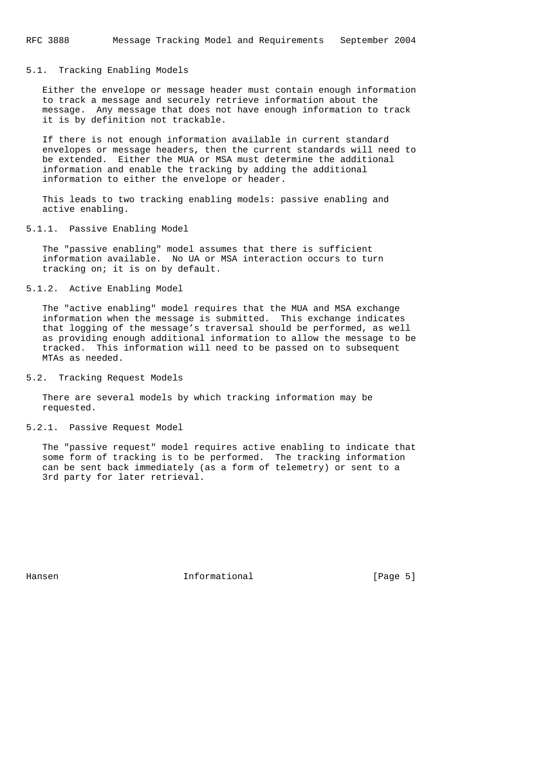### 5.1. Tracking Enabling Models

Either the envelope or message header must contain enough information to track a message and securely retrieve information about the message. Any message that does not have enough information to track it is by definition not trackable.

If there is not enough information available in current standard envelopes or message headers, then the current standards will need to be extended. Either the MUA or MSA must determine the additional information and enable the tracking by adding the additional information to either the envelope or header.

This leads to two tracking enabling models: passive enabling and active enabling.

#### 5.1.1. Passive Enabling Model

The "passive enabling" model assumes that there is sufficient information available. No UA or MSA interaction occurs to turn tracking on; it is on by default.

#### 5.1.2. Active Enabling Model

The "active enabling" model requires that the MUA and MSA exchange information when the message is submitted. This exchange indicates that logging of the message's traversal should be performed, as well as providing enough additional information to allow the message to be tracked. This information will need to be passed on to subsequent MTAs as needed.

### 5.2. Tracking Request Models

There are several models by which tracking information may be requested.

#### 5.2.1. Passive Request Model

The "passive request" model requires active enabling to indicate that some form of tracking is to be performed. The tracking information can be sent back immediately (as a form of telemetry) or sent to a 3rd party for later retrieval.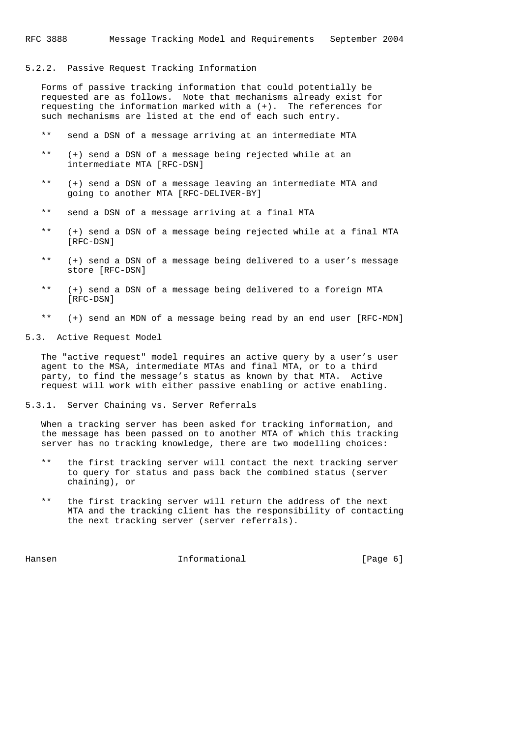### 5.2.2. Passive Request Tracking Information

Forms of passive tracking information that could potentially be requested are as follows. Note that mechanisms already exist for requesting the information marked with a (+). The references for such mechanisms are listed at the end of each such entry.

- send a DSN of a message arriving at an intermediate MTA
- (+) send a DSN of a message being rejected while at an intermediate MTA [RFC-DSN]
- (+) send a DSN of a message leaving an intermediate MTA and going to another MTA [RFC-DELIVER-BY]
- send a DSN of a message arriving at a final MTA
- (+) send a DSN of a message being rejected while at a final MTA [RFC-DSN]
- (+) send a DSN of a message being delivered to a user's message store [RFC-DSN]
- (+) send a DSN of a message being delivered to a foreign MTA [RFC-DSN]
- (+) send an MDN of a message being read by an end user [RFC-MDN]

## 5.3. Active Request Model

The "active request" model requires an active query by a user's user agent to the MSA, intermediate MTAs and final MTA, or to a third party, to find the message's status as known by that MTA. Active request will work with either passive enabling or active enabling.

### 5.3.1. Server Chaining vs. Server Referrals

When a tracking server has been asked for tracking information, and the message has been passed on to another MTA of which this tracking server has no tracking knowledge, there are two modelling choices:

- the first tracking server will contact the next tracking server to query for status and pass back the combined status (server chaining), or
- the first tracking server will return the address of the next MTA and the tracking client has the responsibility of contacting the next tracking server (server referrals).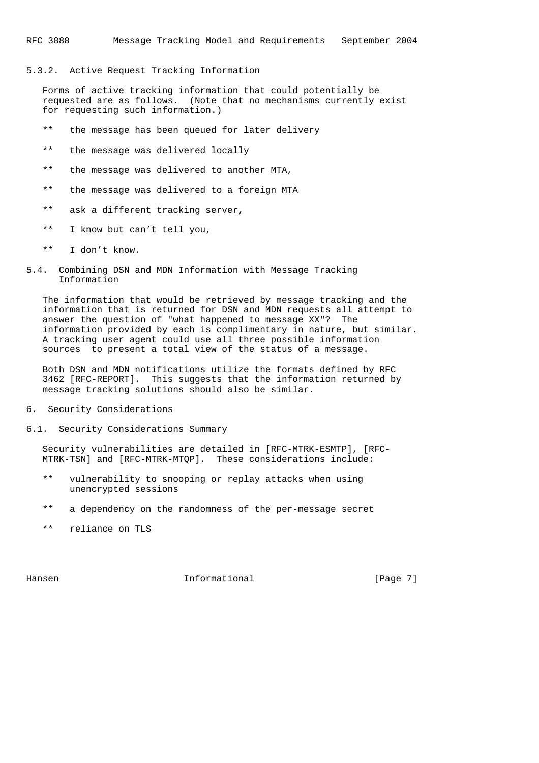### 5.3.2. Active Request Tracking Information

Forms of active tracking information that could potentially be requested are as follows. (Note that no mechanisms currently exist for requesting such information.)

- the message has been queued for later delivery
- the message was delivered locally
- the message was delivered to another MTA,
- the message was delivered to a foreign MTA
- ask a different tracking server,
- I know but can’t tell you,
- I don’t know.

## 5.4. Combining DSN and MDN Information with Message Tracking Information

The information that would be retrieved by message tracking and the information that is returned for DSN and MDN requests all attempt to answer the question of "what happened to message XX"? The information provided by each is complimentary in nature, but similar. A tracking user agent could use all three possible information sources to present a total view of the status of a message.

Both DSN and MDN notifications utilize the formats defined by RFC 3462 [RFC-REPORT]. This suggests that the information returned by message tracking solutions should also be similar.

# 6. Security Considerations

## 6.1. Security Considerations Summary

Security vulnerabilities are detailed in [RFC-MTRK-ESMTP], [RFC-MTRK-TSN] and [RFC-MTRK-MTQP]. These considerations include:

- vulnerability to snooping or replay attacks when using unencrypted sessions
- a dependency on the randomness of the per-message secret
- reliance on TLS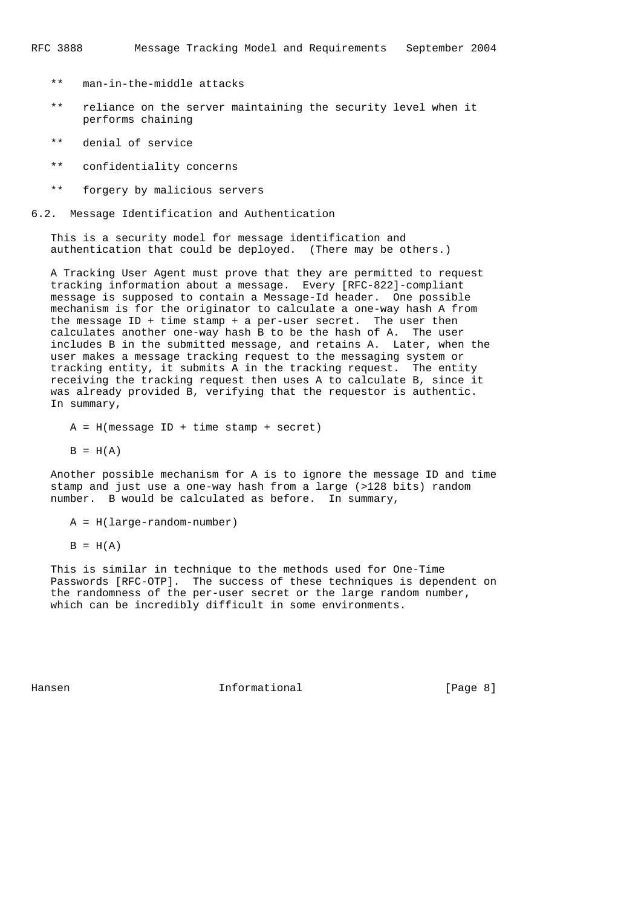- ** man-in-the-middle attacks

- ** reliance on the server maintaining the security level when it performs chaining

- ** denial of service

- ** confidentiality concerns

- ** forgery by malicious servers

## 6.2. Message Identification and Authentication

This is a security model for message identification and authentication that could be deployed. (There may be others.)

A Tracking User Agent must prove that they are permitted to request tracking information about a message. Every [RFC-822]-compliant message is supposed to contain a Message-Id header. One possible mechanism is for the originator to calculate a one-way hash A from the message ID + time stamp + a per-user secret. The user then calculates another one-way hash B to be the hash of A. The user includes B in the submitted message, and retains A. Later, when the user makes a message tracking request to the messaging system or tracking entity, it submits A in the tracking request. The entity receiving the tracking request then uses A to calculate B, since it was already provided B, verifying that the requestor is authentic. In summary,

$$A = H(\text{message ID} + \text{time stamp} + \text{secret})$$

$$B = H(A)$$

Another possible mechanism for A is to ignore the message ID and time stamp and just use a one-way hash from a large (>128 bits) random number. B would be calculated as before. In summary,

$$A = H(\text{large-random-number})$$

$$B = H(A)$$

This is similar in technique to the methods used for One-Time Passwords [RFC-OTP]. The success of these techniques is dependent on the randomness of the per-user secret or the large random number, which can be incredibly difficult in some environments.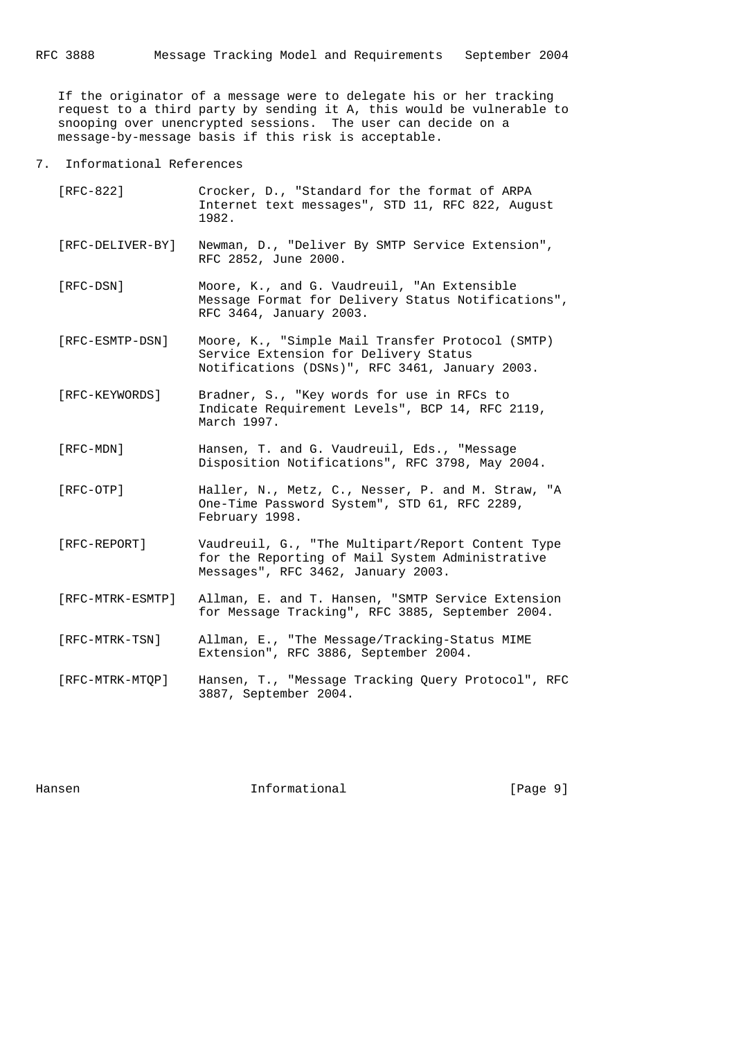If the originator of a message were to delegate his or her tracking request to a third party by sending it A, this would be vulnerable to snooping over unencrypted sessions. The user can decide on a message-by-message basis if this risk is acceptable.

## 7. Informational References

[RFC-822] Crocker, D., "Standard for the format of ARPA Internet text messages", STD 11, RFC 822, August 1982.

[RFC-DELIVER-BY] Newman, D., "Deliver By SMTP Service Extension", RFC 2852, June 2000.

[RFC-DSN] Moore, K., and G. Vaudreuil, "An Extensible Message Format for Delivery Status Notifications", RFC 3464, January 2003.

[RFC-ESMTP-DSN] Moore, K., "Simple Mail Transfer Protocol (SMTP) Service Extension for Delivery Status Notifications (DSNs)", RFC 3461, January 2003.

[RFC-KEYWORDS] Bradner, S., "Key words for use in RFCs to Indicate Requirement Levels", BCP 14, RFC 2119, March 1997.

[RFC-MDN] Hansen, T. and G. Vaudreuil, Eds., "Message Disposition Notifications", RFC 3798, May 2004.

[RFC-OTP] Haller, N., Metz, C., Nesser, P. and M. Straw, "A One-Time Password System", STD 61, RFC 2289, February 1998.

[RFC-REPORT] Vaudreuil, G., "The Multipart/Report Content Type for the Reporting of Mail System Administrative Messages", RFC 3462, January 2003.

[RFC-MTRK-ESMTP] Allman, E. and T. Hansen, "SMTP Service Extension for Message Tracking", RFC 3885, September 2004.

[RFC-MTRK-TSN] Allman, E., "The Message/Tracking-Status MIME Extension", RFC 3886, September 2004.

[RFC-MTRK-MTQP] Hansen, T., "Message Tracking Query Protocol", RFC 3887, September 2004.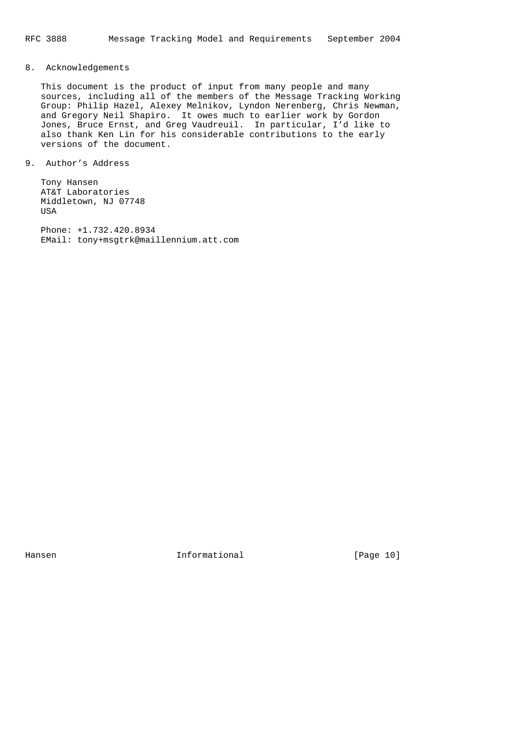## 8. Acknowledgements

This document is the product of input from many people and many sources, including all of the members of the Message Tracking Working Group: Philip Hazel, Alexey Melnikov, Lyndon Nerenberg, Chris Newman, and Gregory Neil Shapiro. It owes much to earlier work by Gordon Jones, Bruce Ernst, and Greg Vaudreuil. In particular, I'd like to also thank Ken Lin for his considerable contributions to the early versions of the document.

## 9. Author's Address

Tony Hansen
AT&T Laboratories
Middletown, NJ 07748
USA

Phone: +1.732.420.8934
EMail: tony+msgtrk@maillennium.att.com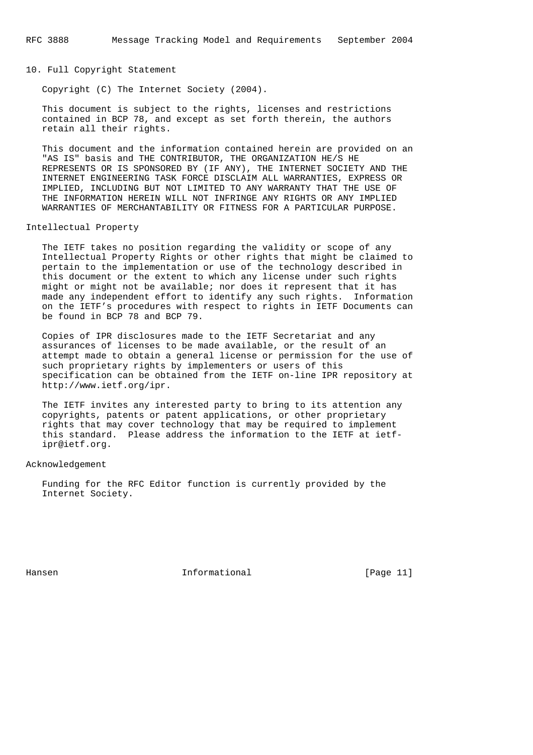## 10. Full Copyright Statement

Copyright (C) The Internet Society (2004).

This document is subject to the rights, licenses and restrictions contained in BCP 78, and except as set forth therein, the authors retain all their rights.

This document and the information contained herein are provided on an "AS IS" basis and THE CONTRIBUTOR, THE ORGANIZATION HE/S HE REPRESENTS OR IS SPONSORED BY (IF ANY), THE INTERNET SOCIETY AND THE INTERNET ENGINEERING TASK FORCE DISCLAIM ALL WARRANTIES, EXPRESS OR IMPLIED, INCLUDING BUT NOT LIMITED TO ANY WARRANTY THAT THE USE OF THE INFORMATION HEREIN WILL NOT INFRINGE ANY RIGHTS OR ANY IMPLIED WARRANTIES OF MERCHANTABILITY OR FITNESS FOR A PARTICULAR PURPOSE.

## Intellectual Property

The IETF takes no position regarding the validity or scope of any Intellectual Property Rights or other rights that might be claimed to pertain to the implementation or use of the technology described in this document or the extent to which any license under such rights might or might not be available; nor does it represent that it has made any independent effort to identify any such rights. Information on the IETF's procedures with respect to rights in IETF Documents can be found in BCP 78 and BCP 79.

Copies of IPR disclosures made to the IETF Secretariat and any assurances of licenses to be made available, or the result of an attempt made to obtain a general license or permission for the use of such proprietary rights by implementers or users of this specification can be obtained from the IETF on-line IPR repository at http://www.ietf.org/ipr.

The IETF invites any interested party to bring to its attention any copyrights, patents or patent applications, or other proprietary rights that may cover technology that may be required to implement this standard. Please address the information to the IETF at ietf-ipr@ietf.org.

## Acknowledgement

Funding for the RFC Editor function is currently provided by the Internet Society.